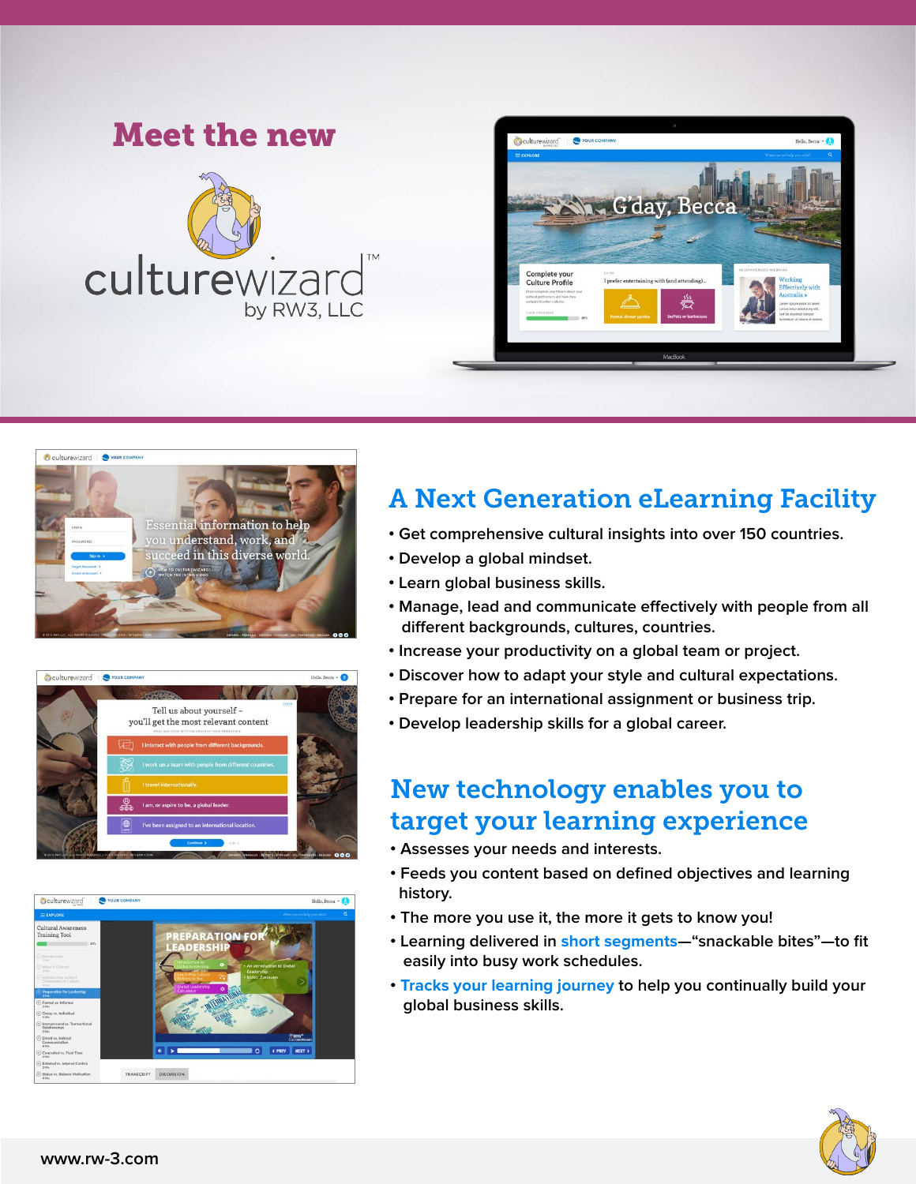# Meet the new

culturewizard™
by RW3, LLC

## A Next Generation eLearning Facility

- Get comprehensive cultural insights into over 150 countries.
- Develop a global mindset.
- Learn global business skills.
- Manage, lead and communicate effectively with people from all different backgrounds, cultures, countries.
- Increase your productivity on a global team or project.
- Discover how to adapt your style and cultural expectations.
- Prepare for an international assignment or business trip.
- Develop leadership skills for a global career.

## New technology enables you to target your learning experience

- Assesses your needs and interests.
- Feeds you content based on defined objectives and learning history.
- The more you use it, the more it gets to know you!
- Learning delivered in **short segments**—"snackable bites"—to fit easily into busy work schedules.
- **Tracks your learning journey** to help you continually build your global business skills.

www.rw-3.com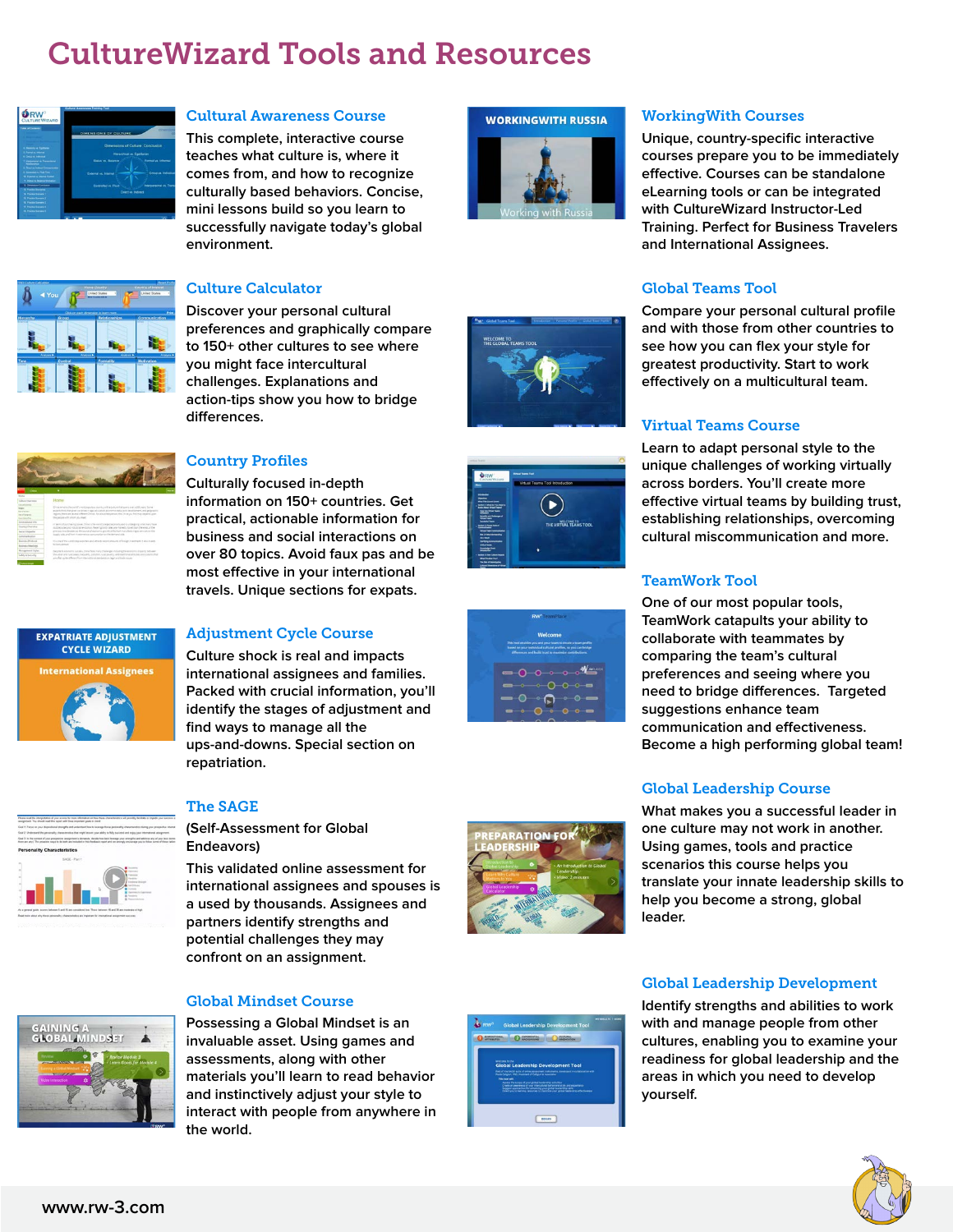# CultureWizard Tools and Resources

## Cultural Awareness Course

This complete, interactive course teaches what culture is, where it comes from, and how to recognize culturally based behaviors. Concise, mini lessons build so you learn to successfully navigate today's global environment.

## Culture Calculator

Discover your personal cultural preferences and graphically compare to 150+ other cultures to see where you might face intercultural challenges. Explanations and action-tips show you how to bridge differences.

## Country Profiles

Culturally focused in-depth information on 150+ countries. Get practical, actionable information for business and social interactions on over 80 topics. Avoid faux pas and be most effective in your international travels. Unique sections for expats.

## Adjustment Cycle Course

Culture shock is real and impacts international assignees and families. Packed with crucial information, you'll identify the stages of adjustment and find ways to manage all the ups-and-downs. Special section on repatriation.

## The SAGE

(Self-Assessment for Global Endeavors)

This validated online assessment for international assignees and spouses is a used by thousands. Assignees and partners identify strengths and potential challenges they may confront on an assignment.

## Global Mindset Course

Possessing a Global Mindset is an invaluable asset. Using games and assessments, along with other materials you'll learn to read behavior and instinctively adjust your style to interact with people from anywhere in the world.

## WorkingWith Courses

Unique, country-specific interactive courses prepare you to be immediately effective. Courses can be standalone eLearning tools or can be integrated with CultureWizard Instructor-Led Training. Perfect for Business Travelers and International Assignees.

## Global Teams Tool

Compare your personal cultural profile and with those from other countries to see how you can flex your style for greatest productivity. Start to work effectively on a multicultural team.

## Virtual Teams Course

Learn to adapt personal style to the unique challenges of working virtually across borders. You'll create more effective virtual teams by building trust, establishing relationships, overcoming cultural miscommunication and more.

## TeamWork Tool

One of our most popular tools, TeamWork catapults your ability to collaborate with teammates by comparing the team's cultural preferences and seeing where you need to bridge differences. Targeted suggestions enhance team communication and effectiveness. Become a high performing global team!

## Global Leadership Course

What makes you a successful leader in one culture may not work in another. Using games, tools and practice scenarios this course helps you translate your innate leadership skills to help you become a strong, global leader.

## Global Leadership Development

Identify strengths and abilities to work with and manage people from other cultures, enabling you to examine your readiness for global leadership and the areas in which you need to develop yourself.

www.rw-3.com